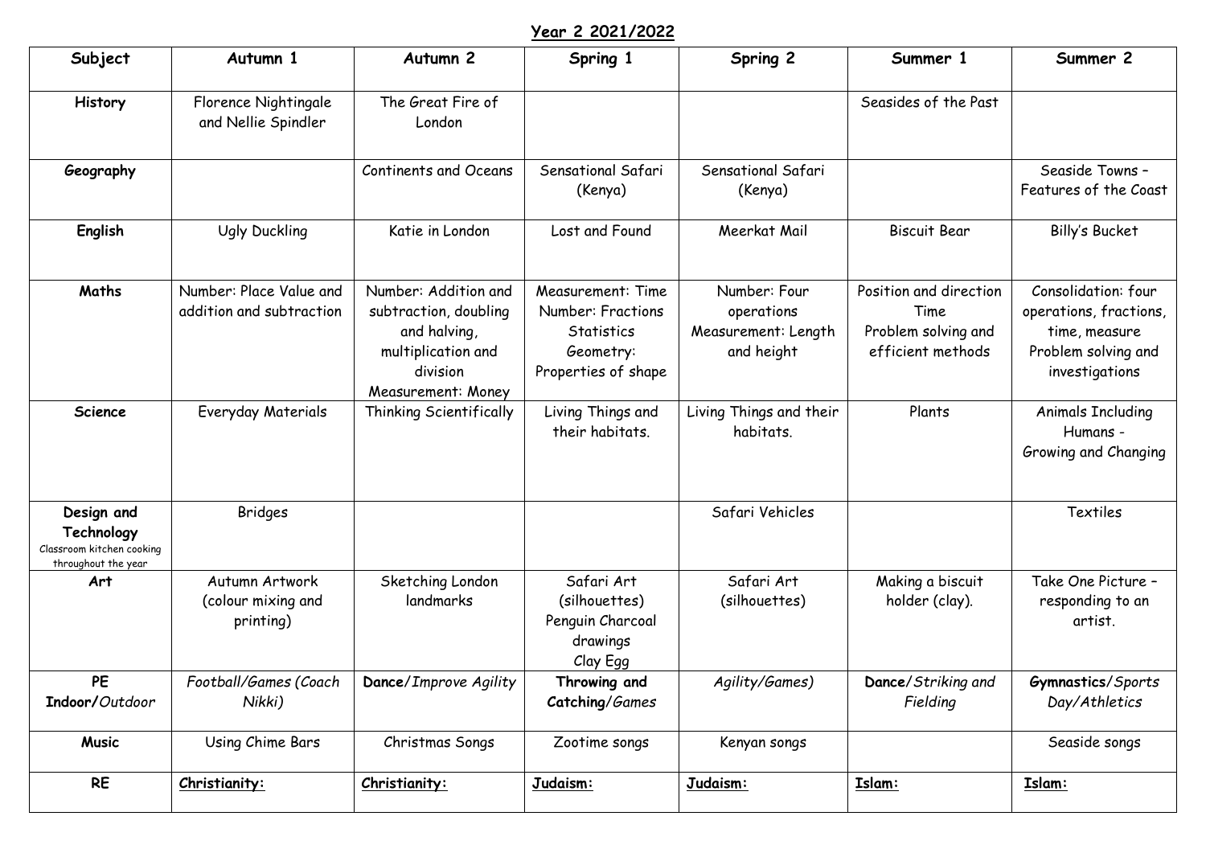# Year 2 2021/2022

| Subject | Autumn 1 | Autumn 2 | Spring 1 | Spring 2 | Summer 1 | Summer 2 |
|---|---|---|---|---|---|---|
| **History** | Florence Nightingale and Nellie Spindler | The Great Fire of London | | | Seasides of the Past | |
| **Geography** | | Continents and Oceans | Sensational Safari (Kenya) | Sensational Safari (Kenya) | | Seaside Towns – Features of the Coast |
| **English** | Ugly Duckling | Katie in London | Lost and Found | Meerkat Mail | Biscuit Bear | Billy's Bucket |
| **Maths** | Number: Place Value and addition and subtraction | Number: Addition and subtraction, doubling and halving, multiplication and division Measurement: Money | Measurement: Time Number: Fractions Statistics Geometry: Properties of shape | Number: Four operations Measurement: Length and height | Position and direction Time Problem solving and efficient methods | Consolidation: four operations, fractions, time, measure Problem solving and investigations |
| **Science** | Everyday Materials | Thinking Scientifically | Living Things and their habitats. | Living Things and their habitats. | Plants | Animals Including Humans - Growing and Changing |
| **Design and Technology** Classroom kitchen cooking throughout the year | Bridges | | | Safari Vehicles | | Textiles |
| **Art** | Autumn Artwork (colour mixing and printing) | Sketching London landmarks | Safari Art (silhouettes) Penguin Charcoal drawings Clay Egg | Safari Art (silhouettes) | Making a biscuit holder (clay). | Take One Picture – responding to an artist. |
| **PE** Indoor/*Outdoor* | *Football/Games (Coach Nikki)* | **Dance**/*Improve Agility* | **Throwing and Catching**/*Games* | *Agility/Games)* | **Dance**/*Striking and Fielding* | **Gymnastics**/*Sports Day/Athletics* |
| **Music** | Using Chime Bars | Christmas Songs | Zootime songs | Kenyan songs | | Seaside songs |
| **RE** | **Christianity:** | **Christianity:** | **Judaism:** | **Judaism:** | **Islam:** | **Islam:** |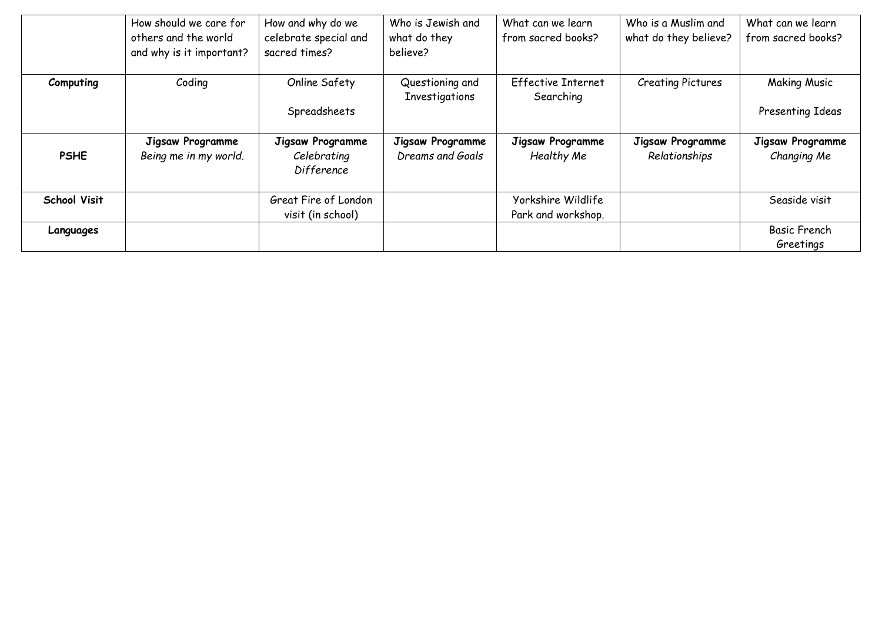| | How should we care for others and the world and why is it important? | How and why do we celebrate special and sacred times? | Who is Jewish and what do they believe? | What can we learn from sacred books? | Who is a Muslim and what do they believe? | What can we learn from sacred books? |
|---|---|---|---|---|---|---|
| **Computing** | Coding | Online Safety<br><br>Spreadsheets | Questioning and Investigations | Effective Internet Searching | Creating Pictures | Making Music<br><br>Presenting Ideas |
| **PSHE** | **Jigsaw Programme**<br>*Being me in my world.* | **Jigsaw Programme**<br>*Celebrating Difference* | **Jigsaw Programme**<br>*Dreams and Goals* | **Jigsaw Programme**<br>*Healthy Me* | **Jigsaw Programme**<br>*Relationships* | **Jigsaw Programme**<br>*Changing Me* |
| **School Visit** | | Great Fire of London visit (in school) | | Yorkshire Wildlife Park and workshop. | | Seaside visit |
| **Languages** | | | | | | Basic French Greetings |